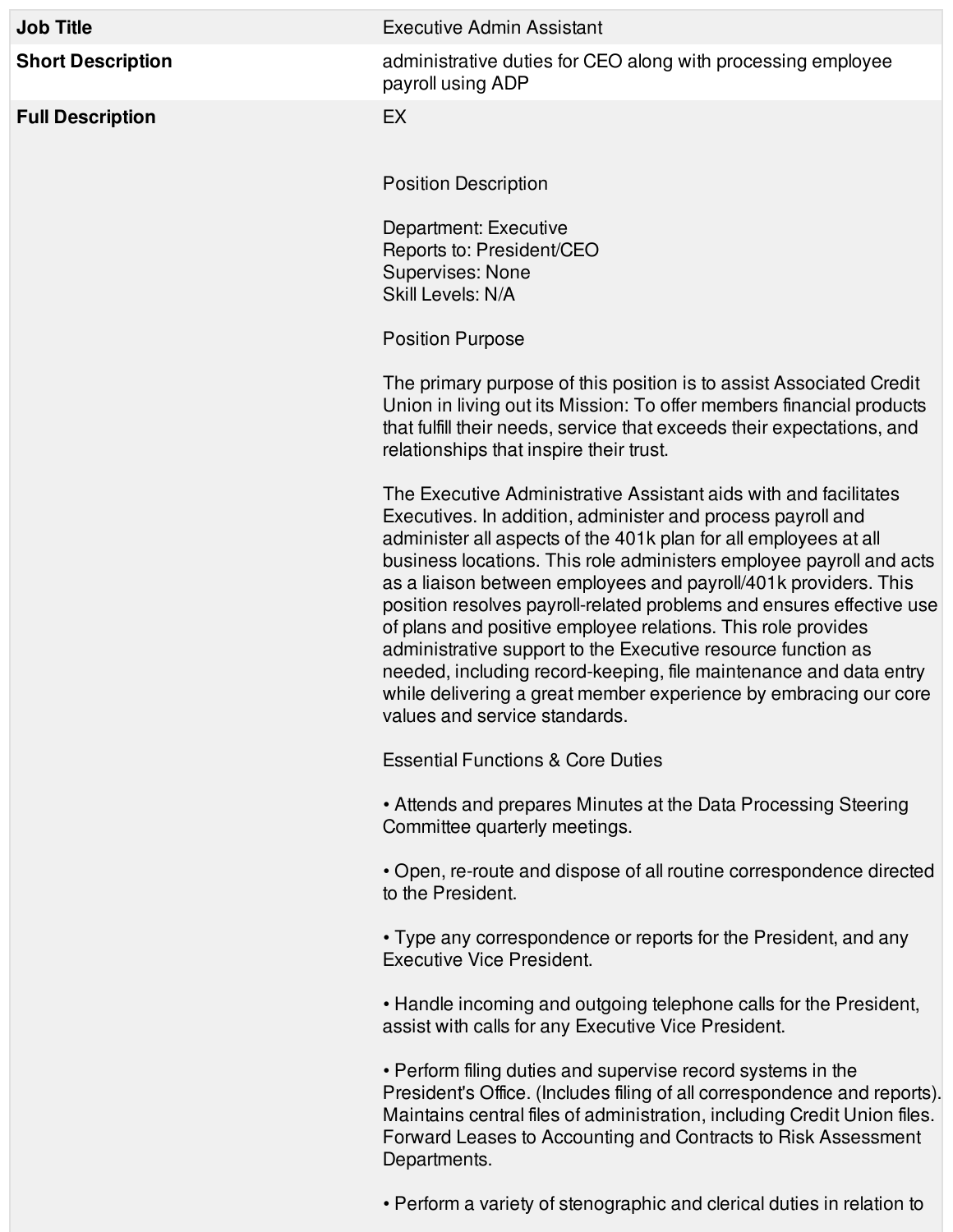| **Job Title** | Executive Admin Assistant |
|---|---|
| **Short Description** | administrative duties for CEO along with processing employee payroll using ADP |
| **Full Description** | EX |

Position Description

Department: Executive
Reports to: President/CEO
Supervises: None
Skill Levels: N/A

Position Purpose

The primary purpose of this position is to assist Associated Credit Union in living out its Mission: To offer members financial products that fulfill their needs, service that exceeds their expectations, and relationships that inspire their trust.

The Executive Administrative Assistant aids with and facilitates Executives. In addition, administer and process payroll and administer all aspects of the 401k plan for all employees at all business locations. This role administers employee payroll and acts as a liaison between employees and payroll/401k providers. This position resolves payroll-related problems and ensures effective use of plans and positive employee relations. This role provides administrative support to the Executive resource function as needed, including record-keeping, file maintenance and data entry while delivering a great member experience by embracing our core values and service standards.

Essential Functions & Core Duties

• Attends and prepares Minutes at the Data Processing Steering Committee quarterly meetings.

• Open, re-route and dispose of all routine correspondence directed to the President.

• Type any correspondence or reports for the President, and any Executive Vice President.

• Handle incoming and outgoing telephone calls for the President, assist with calls for any Executive Vice President.

• Perform filing duties and supervise record systems in the President's Office. (Includes filing of all correspondence and reports). Maintains central files of administration, including Credit Union files. Forward Leases to Accounting and Contracts to Risk Assessment Departments.

• Perform a variety of stenographic and clerical duties in relation to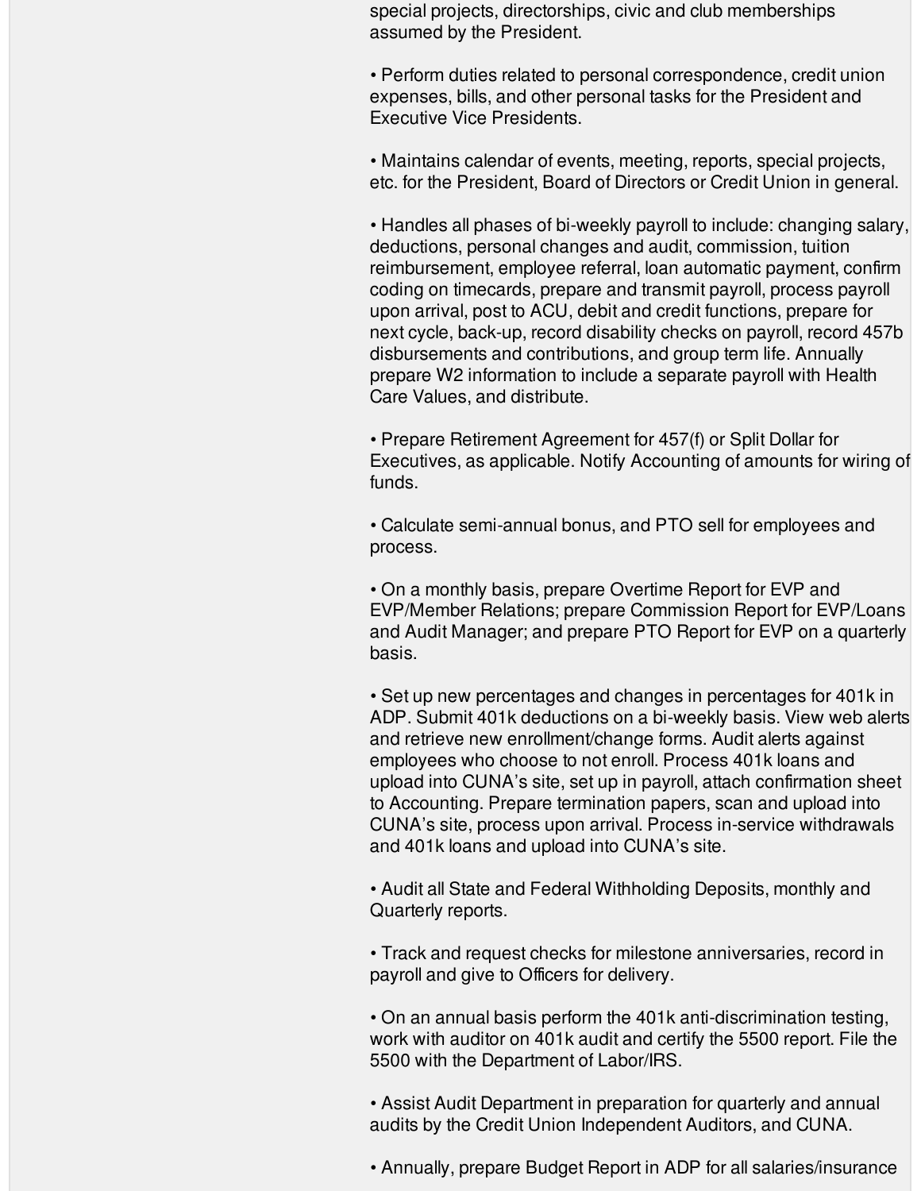special projects, directorships, civic and club memberships assumed by the President.

• Perform duties related to personal correspondence, credit union expenses, bills, and other personal tasks for the President and Executive Vice Presidents.

• Maintains calendar of events, meeting, reports, special projects, etc. for the President, Board of Directors or Credit Union in general.

• Handles all phases of bi-weekly payroll to include: changing salary, deductions, personal changes and audit, commission, tuition reimbursement, employee referral, loan automatic payment, confirm coding on timecards, prepare and transmit payroll, process payroll upon arrival, post to ACU, debit and credit functions, prepare for next cycle, back-up, record disability checks on payroll, record 457b disbursements and contributions, and group term life. Annually prepare W2 information to include a separate payroll with Health Care Values, and distribute.

• Prepare Retirement Agreement for 457(f) or Split Dollar for Executives, as applicable. Notify Accounting of amounts for wiring of funds.

• Calculate semi-annual bonus, and PTO sell for employees and process.

• On a monthly basis, prepare Overtime Report for EVP and EVP/Member Relations; prepare Commission Report for EVP/Loans and Audit Manager; and prepare PTO Report for EVP on a quarterly basis.

• Set up new percentages and changes in percentages for 401k in ADP. Submit 401k deductions on a bi-weekly basis. View web alerts and retrieve new enrollment/change forms. Audit alerts against employees who choose to not enroll. Process 401k loans and upload into CUNA's site, set up in payroll, attach confirmation sheet to Accounting. Prepare termination papers, scan and upload into CUNA's site, process upon arrival. Process in-service withdrawals and 401k loans and upload into CUNA's site.

• Audit all State and Federal Withholding Deposits, monthly and Quarterly reports.

• Track and request checks for milestone anniversaries, record in payroll and give to Officers for delivery.

• On an annual basis perform the 401k anti-discrimination testing, work with auditor on 401k audit and certify the 5500 report. File the 5500 with the Department of Labor/IRS.

• Assist Audit Department in preparation for quarterly and annual audits by the Credit Union Independent Auditors, and CUNA.

• Annually, prepare Budget Report in ADP for all salaries/insurance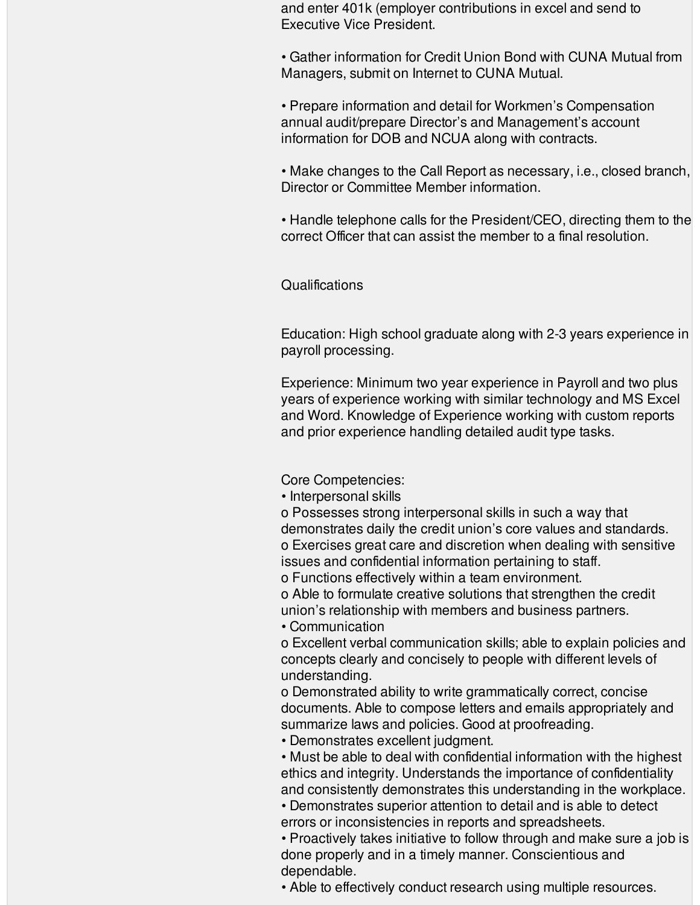and enter 401k (employer contributions in excel and send to Executive Vice President.

- Gather information for Credit Union Bond with CUNA Mutual from Managers, submit on Internet to CUNA Mutual.

- Prepare information and detail for Workmen's Compensation annual audit/prepare Director's and Management's account information for DOB and NCUA along with contracts.

- Make changes to the Call Report as necessary, i.e., closed branch, Director or Committee Member information.

- Handle telephone calls for the President/CEO, directing them to the correct Officer that can assist the member to a final resolution.

Qualifications

Education: High school graduate along with 2-3 years experience in payroll processing.

Experience: Minimum two year experience in Payroll and two plus years of experience working with similar technology and MS Excel and Word. Knowledge of Experience working with custom reports and prior experience handling detailed audit type tasks.

Core Competencies:

- Interpersonal skills
  - Possesses strong interpersonal skills in such a way that demonstrates daily the credit union's core values and standards.
  - Exercises great care and discretion when dealing with sensitive issues and confidential information pertaining to staff.
  - Functions effectively within a team environment.
  - Able to formulate creative solutions that strengthen the credit union's relationship with members and business partners.
- Communication
  - Excellent verbal communication skills; able to explain policies and concepts clearly and concisely to people with different levels of understanding.
  - Demonstrated ability to write grammatically correct, concise documents. Able to compose letters and emails appropriately and summarize laws and policies. Good at proofreading.
- Demonstrates excellent judgment.
- Must be able to deal with confidential information with the highest ethics and integrity. Understands the importance of confidentiality and consistently demonstrates this understanding in the workplace.
- Demonstrates superior attention to detail and is able to detect errors or inconsistencies in reports and spreadsheets.
- Proactively takes initiative to follow through and make sure a job is done properly and in a timely manner. Conscientious and dependable.
- Able to effectively conduct research using multiple resources.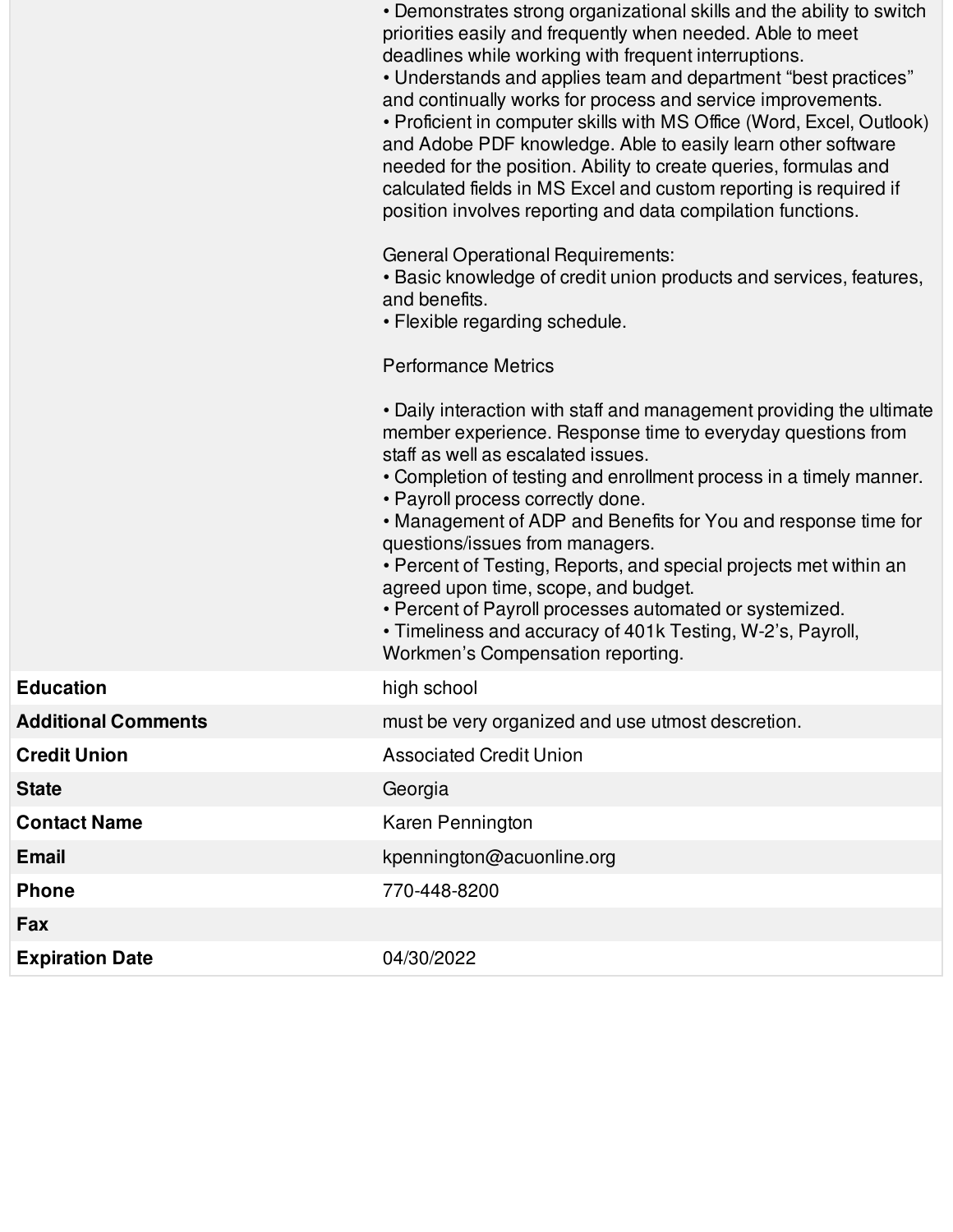| | |
|---|---|
| | • Demonstrates strong organizational skills and the ability to switch priorities easily and frequently when needed. Able to meet deadlines while working with frequent interruptions.<br>• Understands and applies team and department "best practices" and continually works for process and service improvements.<br>• Proficient in computer skills with MS Office (Word, Excel, Outlook) and Adobe PDF knowledge. Able to easily learn other software needed for the position. Ability to create queries, formulas and calculated fields in MS Excel and custom reporting is required if position involves reporting and data compilation functions.<br><br>General Operational Requirements:<br>• Basic knowledge of credit union products and services, features, and benefits.<br>• Flexible regarding schedule.<br><br>Performance Metrics<br><br>• Daily interaction with staff and management providing the ultimate member experience. Response time to everyday questions from staff as well as escalated issues.<br>• Completion of testing and enrollment process in a timely manner.<br>• Payroll process correctly done.<br>• Management of ADP and Benefits for You and response time for questions/issues from managers.<br>• Percent of Testing, Reports, and special projects met within an agreed upon time, scope, and budget.<br>• Percent of Payroll processes automated or systemized.<br>• Timeliness and accuracy of 401k Testing, W-2's, Payroll, Workmen's Compensation reporting. |
| **Education** | high school |
| **Additional Comments** | must be very organized and use utmost descretion. |
| **Credit Union** | Associated Credit Union |
| **State** | Georgia |
| **Contact Name** | Karen Pennington |
| **Email** | kpennington@acuonline.org |
| **Phone** | 770-448-8200 |
| **Fax** | |
| **Expiration Date** | 04/30/2022 |